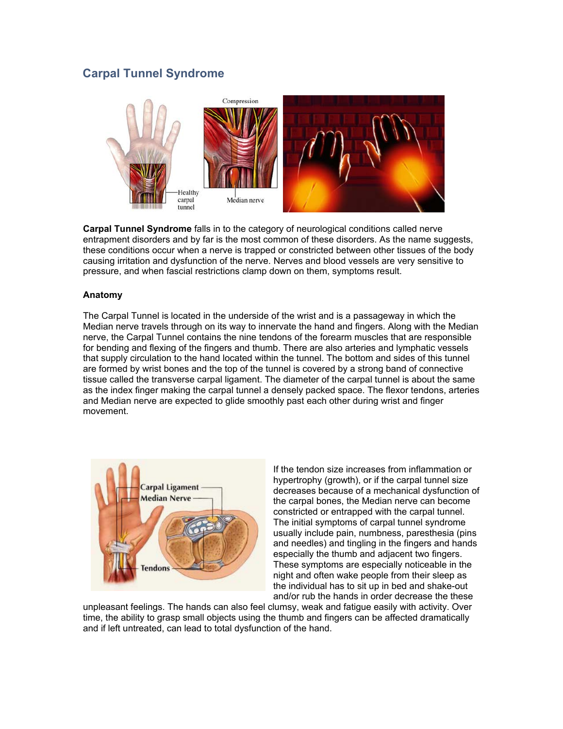## Carpal Tunnel Syndrome

**Carpal Tunnel Syndrome** falls in to the category of neurological conditions called nerve entrapment disorders and by far is the most common of these disorders. As the name suggests, these conditions occur when a nerve is trapped or constricted between other tissues of the body causing irritation and dysfunction of the nerve. Nerves and blood vessels are very sensitive to pressure, and when fascial restrictions clamp down on them, symptoms result.

### Anatomy

The Carpal Tunnel is located in the underside of the wrist and is a passageway in which the Median nerve travels through on its way to innervate the hand and fingers. Along with the Median nerve, the Carpal Tunnel contains the nine tendons of the forearm muscles that are responsible for bending and flexing of the fingers and thumb. There are also arteries and lymphatic vessels that supply circulation to the hand located within the tunnel. The bottom and sides of this tunnel are formed by wrist bones and the top of the tunnel is covered by a strong band of connective tissue called the transverse carpal ligament. The diameter of the carpal tunnel is about the same as the index finger making the carpal tunnel a densely packed space. The flexor tendons, arteries and Median nerve are expected to glide smoothly past each other during wrist and finger movement.

If the tendon size increases from inflammation or hypertrophy (growth), or if the carpal tunnel size decreases because of a mechanical dysfunction of the carpal bones, the Median nerve can become constricted or entrapped with the carpal tunnel. The initial symptoms of carpal tunnel syndrome usually include pain, numbness, paresthesia (pins and needles) and tingling in the fingers and hands especially the thumb and adjacent two fingers. These symptoms are especially noticeable in the night and often wake people from their sleep as the individual has to sit up in bed and shake-out and/or rub the hands in order decrease the these unpleasant feelings. The hands can also feel clumsy, weak and fatigue easily with activity. Over time, the ability to grasp small objects using the thumb and fingers can be affected dramatically and if left untreated, can lead to total dysfunction of the hand.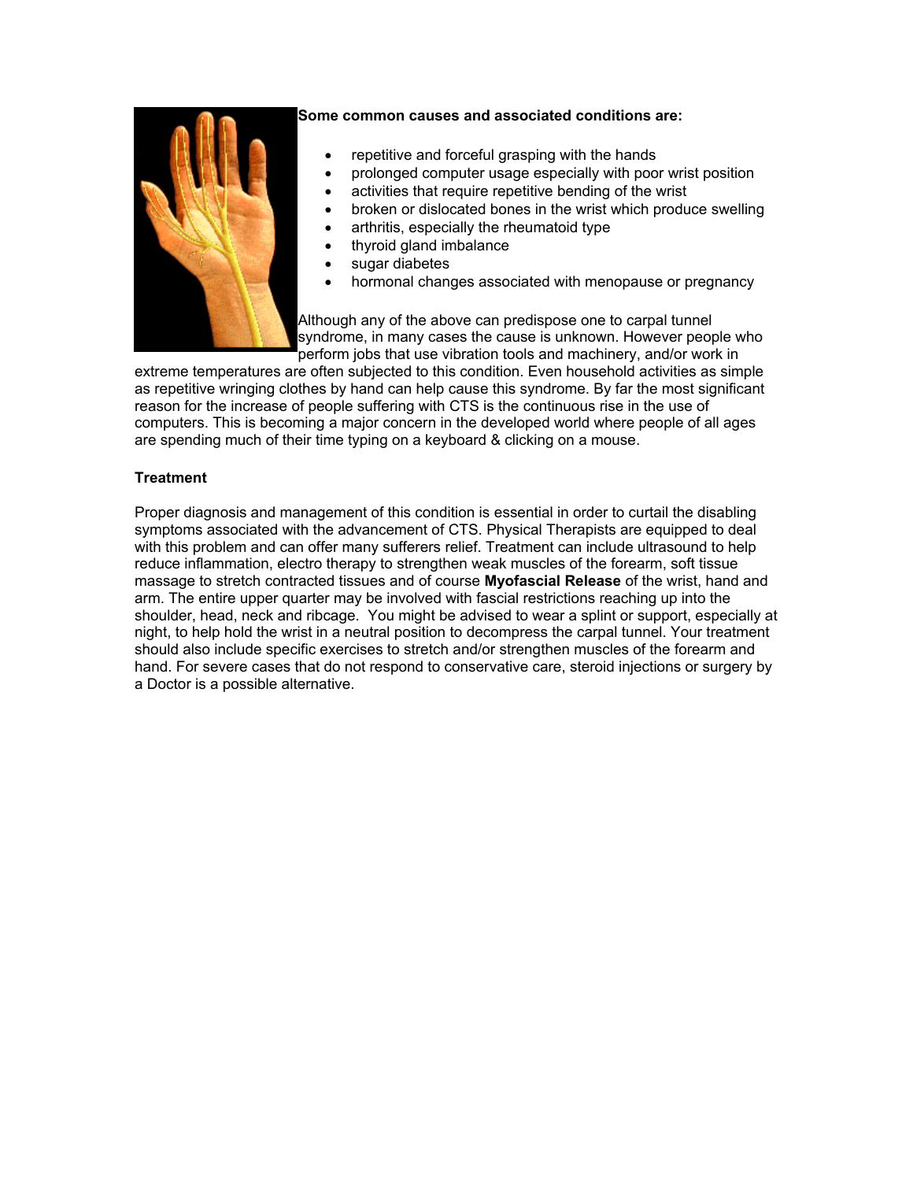**Some common causes and associated conditions are:**

- repetitive and forceful grasping with the hands
- prolonged computer usage especially with poor wrist position
- activities that require repetitive bending of the wrist
- broken or dislocated bones in the wrist which produce swelling
- arthritis, especially the rheumatoid type
- thyroid gland imbalance
- sugar diabetes
- hormonal changes associated with menopause or pregnancy

Although any of the above can predispose one to carpal tunnel syndrome, in many cases the cause is unknown. However people who perform jobs that use vibration tools and machinery, and/or work in extreme temperatures are often subjected to this condition. Even household activities as simple as repetitive wringing clothes by hand can help cause this syndrome. By far the most significant reason for the increase of people suffering with CTS is the continuous rise in the use of computers. This is becoming a major concern in the developed world where people of all ages are spending much of their time typing on a keyboard & clicking on a mouse.

**Treatment**

Proper diagnosis and management of this condition is essential in order to curtail the disabling symptoms associated with the advancement of CTS. Physical Therapists are equipped to deal with this problem and can offer many sufferers relief. Treatment can include ultrasound to help reduce inflammation, electro therapy to strengthen weak muscles of the forearm, soft tissue massage to stretch contracted tissues and of course **Myofascial Release** of the wrist, hand and arm. The entire upper quarter may be involved with fascial restrictions reaching up into the shoulder, head, neck and ribcage. You might be advised to wear a splint or support, especially at night, to help hold the wrist in a neutral position to decompress the carpal tunnel. Your treatment should also include specific exercises to stretch and/or strengthen muscles of the forearm and hand. For severe cases that do not respond to conservative care, steroid injections or surgery by a Doctor is a possible alternative.